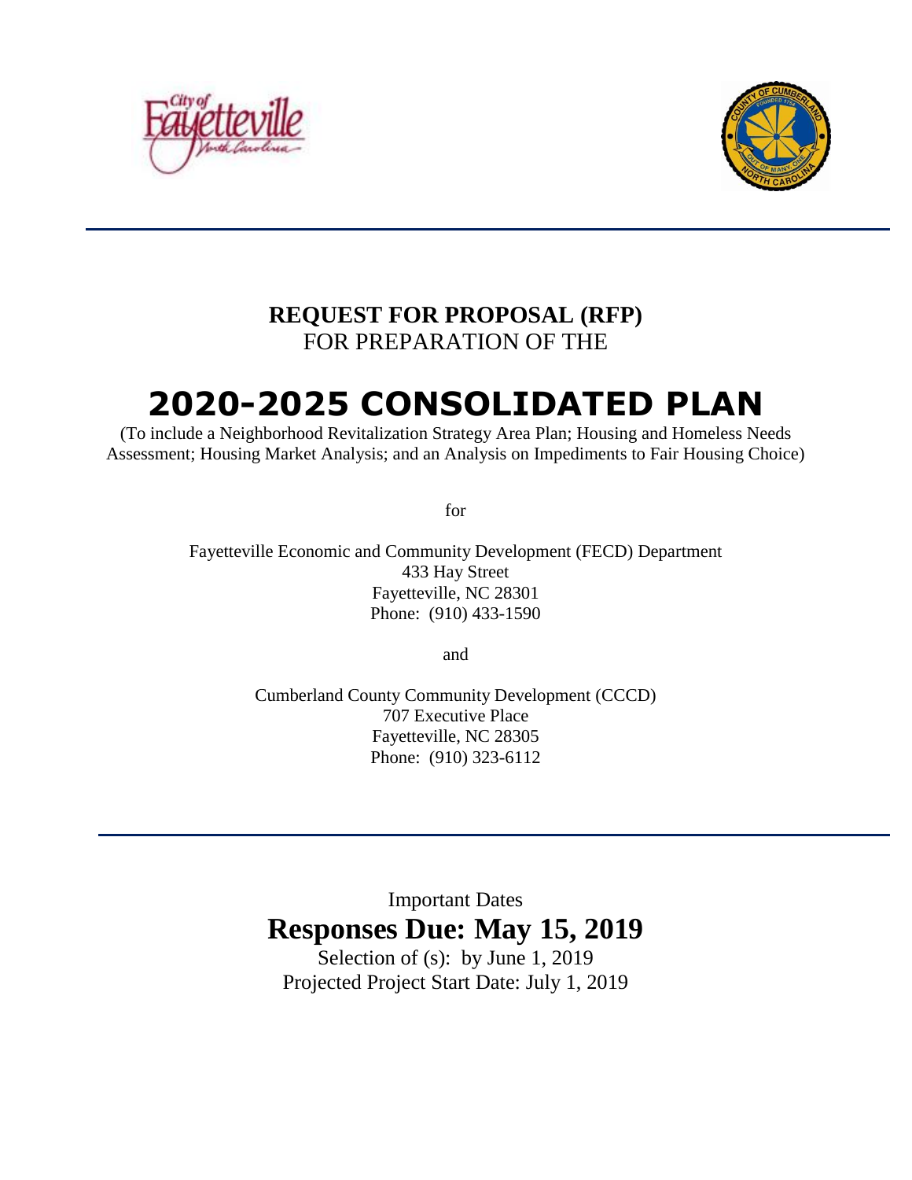**REQUEST FOR PROPOSAL (RFP)**
FOR PREPARATION OF THE

# 2020-2025 CONSOLIDATED PLAN

(To include a Neighborhood Revitalization Strategy Area Plan; Housing and Homeless Needs Assessment; Housing Market Analysis; and an Analysis on Impediments to Fair Housing Choice)

for

Fayetteville Economic and Community Development (FECD) Department
433 Hay Street
Fayetteville, NC 28301
Phone: (910) 433-1590

and

Cumberland County Community Development (CCCD)
707 Executive Place
Fayetteville, NC 28305
Phone: (910) 323-6112

Important Dates

**Responses Due: May 15, 2019**

Selection of (s): by June 1, 2019
Projected Project Start Date: July 1, 2019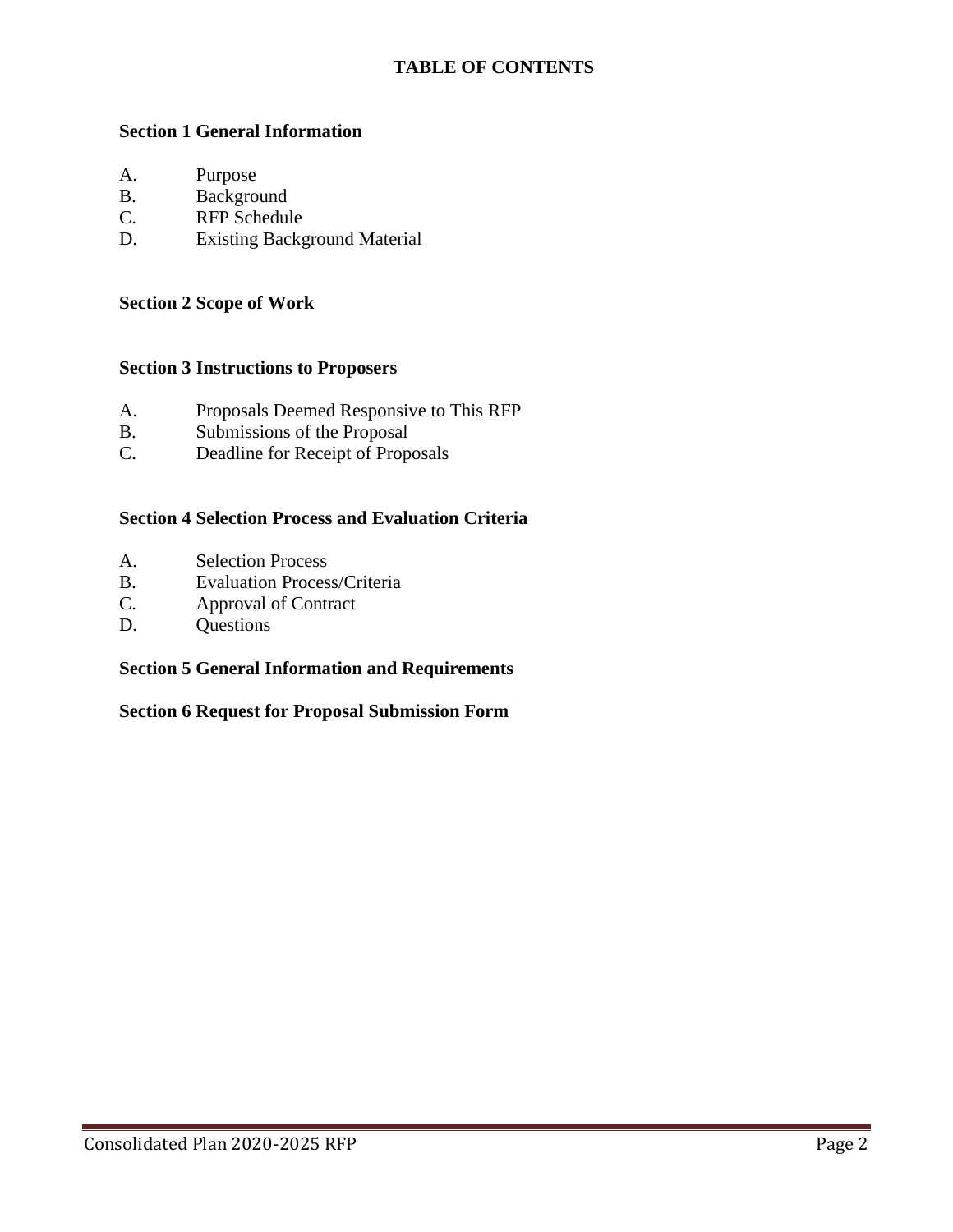# TABLE OF CONTENTS

**Section 1 General Information**

A. Purpose
B. Background
C. RFP Schedule
D. Existing Background Material

**Section 2 Scope of Work**

**Section 3 Instructions to Proposers**

A. Proposals Deemed Responsive to This RFP
B. Submissions of the Proposal
C. Deadline for Receipt of Proposals

**Section 4 Selection Process and Evaluation Criteria**

A. Selection Process
B. Evaluation Process/Criteria
C. Approval of Contract
D. Questions

**Section 5 General Information and Requirements**

**Section 6 Request for Proposal Submission Form**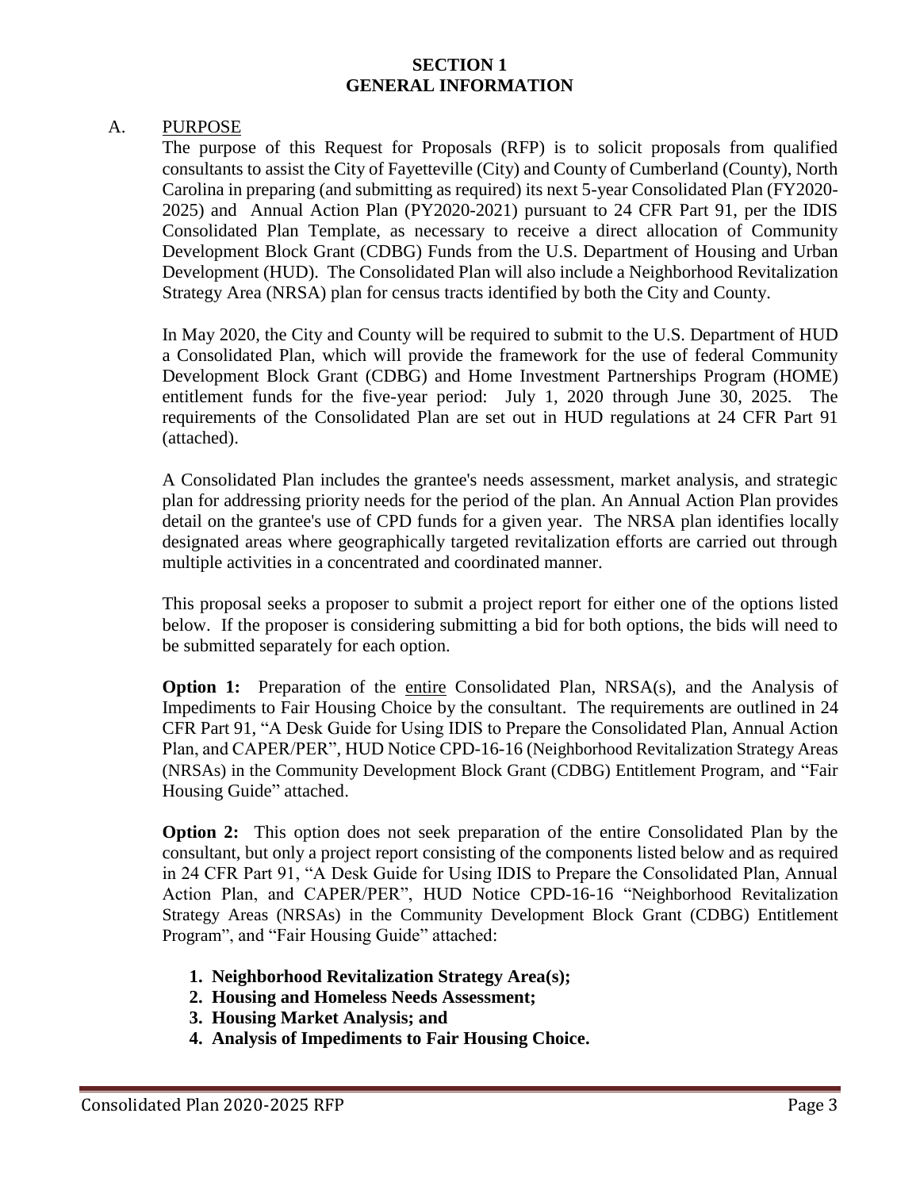# SECTION 1
# GENERAL INFORMATION

## A. PURPOSE

The purpose of this Request for Proposals (RFP) is to solicit proposals from qualified consultants to assist the City of Fayetteville (City) and County of Cumberland (County), North Carolina in preparing (and submitting as required) its next 5-year Consolidated Plan (FY2020-2025) and Annual Action Plan (PY2020-2021) pursuant to 24 CFR Part 91, per the IDIS Consolidated Plan Template, as necessary to receive a direct allocation of Community Development Block Grant (CDBG) Funds from the U.S. Department of Housing and Urban Development (HUD). The Consolidated Plan will also include a Neighborhood Revitalization Strategy Area (NRSA) plan for census tracts identified by both the City and County.

In May 2020, the City and County will be required to submit to the U.S. Department of HUD a Consolidated Plan, which will provide the framework for the use of federal Community Development Block Grant (CDBG) and Home Investment Partnerships Program (HOME) entitlement funds for the five-year period: July 1, 2020 through June 30, 2025. The requirements of the Consolidated Plan are set out in HUD regulations at 24 CFR Part 91 (attached).

A Consolidated Plan includes the grantee's needs assessment, market analysis, and strategic plan for addressing priority needs for the period of the plan. An Annual Action Plan provides detail on the grantee's use of CPD funds for a given year. The NRSA plan identifies locally designated areas where geographically targeted revitalization efforts are carried out through multiple activities in a concentrated and coordinated manner.

This proposal seeks a proposer to submit a project report for either one of the options listed below. If the proposer is considering submitting a bid for both options, the bids will need to be submitted separately for each option.

**Option 1:** Preparation of the entire Consolidated Plan, NRSA(s), and the Analysis of Impediments to Fair Housing Choice by the consultant. The requirements are outlined in 24 CFR Part 91, "A Desk Guide for Using IDIS to Prepare the Consolidated Plan, Annual Action Plan, and CAPER/PER", HUD Notice CPD-16-16 (Neighborhood Revitalization Strategy Areas (NRSAs) in the Community Development Block Grant (CDBG) Entitlement Program, and "Fair Housing Guide" attached.

**Option 2:** This option does not seek preparation of the entire Consolidated Plan by the consultant, but only a project report consisting of the components listed below and as required in 24 CFR Part 91, "A Desk Guide for Using IDIS to Prepare the Consolidated Plan, Annual Action Plan, and CAPER/PER", HUD Notice CPD-16-16 "Neighborhood Revitalization Strategy Areas (NRSAs) in the Community Development Block Grant (CDBG) Entitlement Program", and "Fair Housing Guide" attached:

1. **Neighborhood Revitalization Strategy Area(s);**
2. **Housing and Homeless Needs Assessment;**
3. **Housing Market Analysis; and**
4. **Analysis of Impediments to Fair Housing Choice.**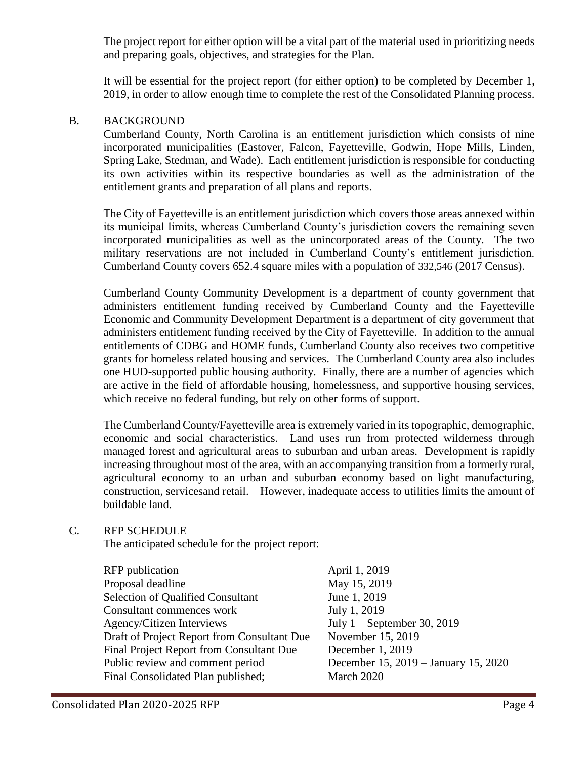The project report for either option will be a vital part of the material used in prioritizing needs and preparing goals, objectives, and strategies for the Plan.

It will be essential for the project report (for either option) to be completed by December 1, 2019, in order to allow enough time to complete the rest of the Consolidated Planning process.

## B. BACKGROUND

Cumberland County, North Carolina is an entitlement jurisdiction which consists of nine incorporated municipalities (Eastover, Falcon, Fayetteville, Godwin, Hope Mills, Linden, Spring Lake, Stedman, and Wade). Each entitlement jurisdiction is responsible for conducting its own activities within its respective boundaries as well as the administration of the entitlement grants and preparation of all plans and reports.

The City of Fayetteville is an entitlement jurisdiction which covers those areas annexed within its municipal limits, whereas Cumberland County's jurisdiction covers the remaining seven incorporated municipalities as well as the unincorporated areas of the County. The two military reservations are not included in Cumberland County's entitlement jurisdiction. Cumberland County covers 652.4 square miles with a population of 332,546 (2017 Census).

Cumberland County Community Development is a department of county government that administers entitlement funding received by Cumberland County and the Fayetteville Economic and Community Development Department is a department of city government that administers entitlement funding received by the City of Fayetteville. In addition to the annual entitlements of CDBG and HOME funds, Cumberland County also receives two competitive grants for homeless related housing and services. The Cumberland County area also includes one HUD-supported public housing authority. Finally, there are a number of agencies which are active in the field of affordable housing, homelessness, and supportive housing services, which receive no federal funding, but rely on other forms of support.

The Cumberland County/Fayetteville area is extremely varied in its topographic, demographic, economic and social characteristics. Land uses run from protected wilderness through managed forest and agricultural areas to suburban and urban areas. Development is rapidly increasing throughout most of the area, with an accompanying transition from a formerly rural, agricultural economy to an urban and suburban economy based on light manufacturing, construction, servicesand retail. However, inadequate access to utilities limits the amount of buildable land.

## C. RFP SCHEDULE

The anticipated schedule for the project report:

| | |
|---|---|
| RFP publication | April 1, 2019 |
| Proposal deadline | May 15, 2019 |
| Selection of Qualified Consultant | June 1, 2019 |
| Consultant commences work | July 1, 2019 |
| Agency/Citizen Interviews | July 1 – September 30, 2019 |
| Draft of Project Report from Consultant Due | November 15, 2019 |
| Final Project Report from Consultant Due | December 1, 2019 |
| Public review and comment period | December 15, 2019 – January 15, 2020 |
| Final Consolidated Plan published; | March 2020 |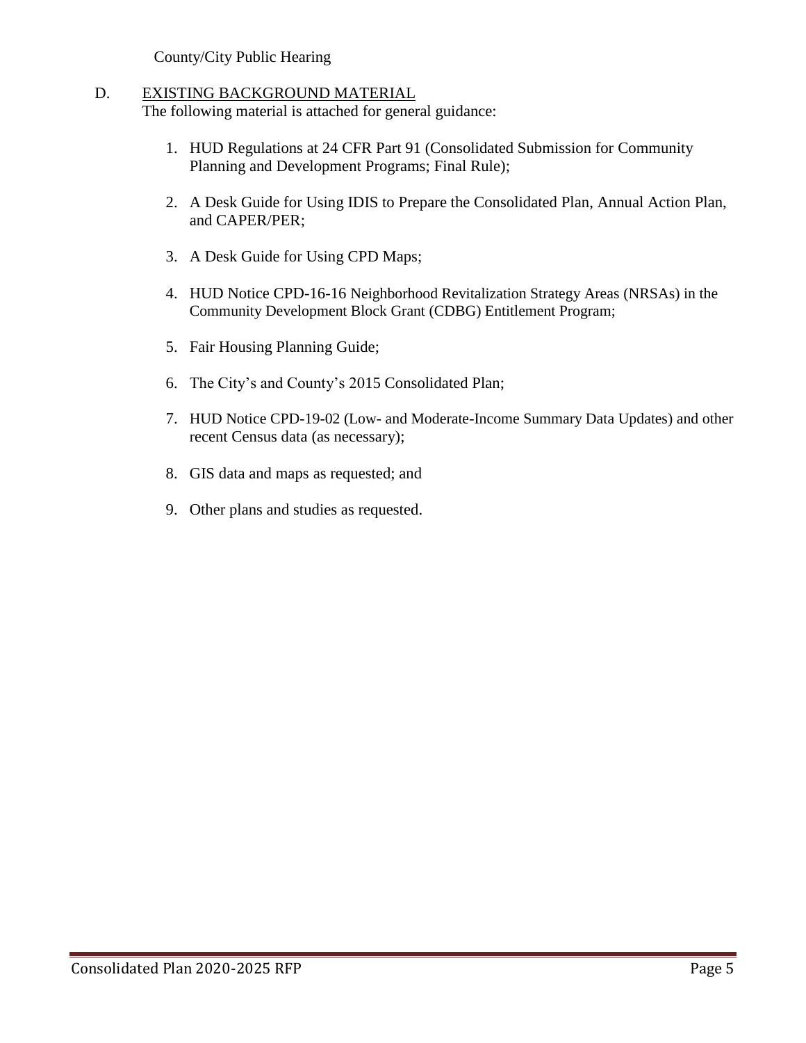County/City Public Hearing

D. EXISTING BACKGROUND MATERIAL

The following material is attached for general guidance:

1. HUD Regulations at 24 CFR Part 91 (Consolidated Submission for Community Planning and Development Programs; Final Rule);

2. A Desk Guide for Using IDIS to Prepare the Consolidated Plan, Annual Action Plan, and CAPER/PER;

3. A Desk Guide for Using CPD Maps;

4. HUD Notice CPD-16-16 Neighborhood Revitalization Strategy Areas (NRSAs) in the Community Development Block Grant (CDBG) Entitlement Program;

5. Fair Housing Planning Guide;

6. The City's and County's 2015 Consolidated Plan;

7. HUD Notice CPD-19-02 (Low- and Moderate-Income Summary Data Updates) and other recent Census data (as necessary);

8. GIS data and maps as requested; and

9. Other plans and studies as requested.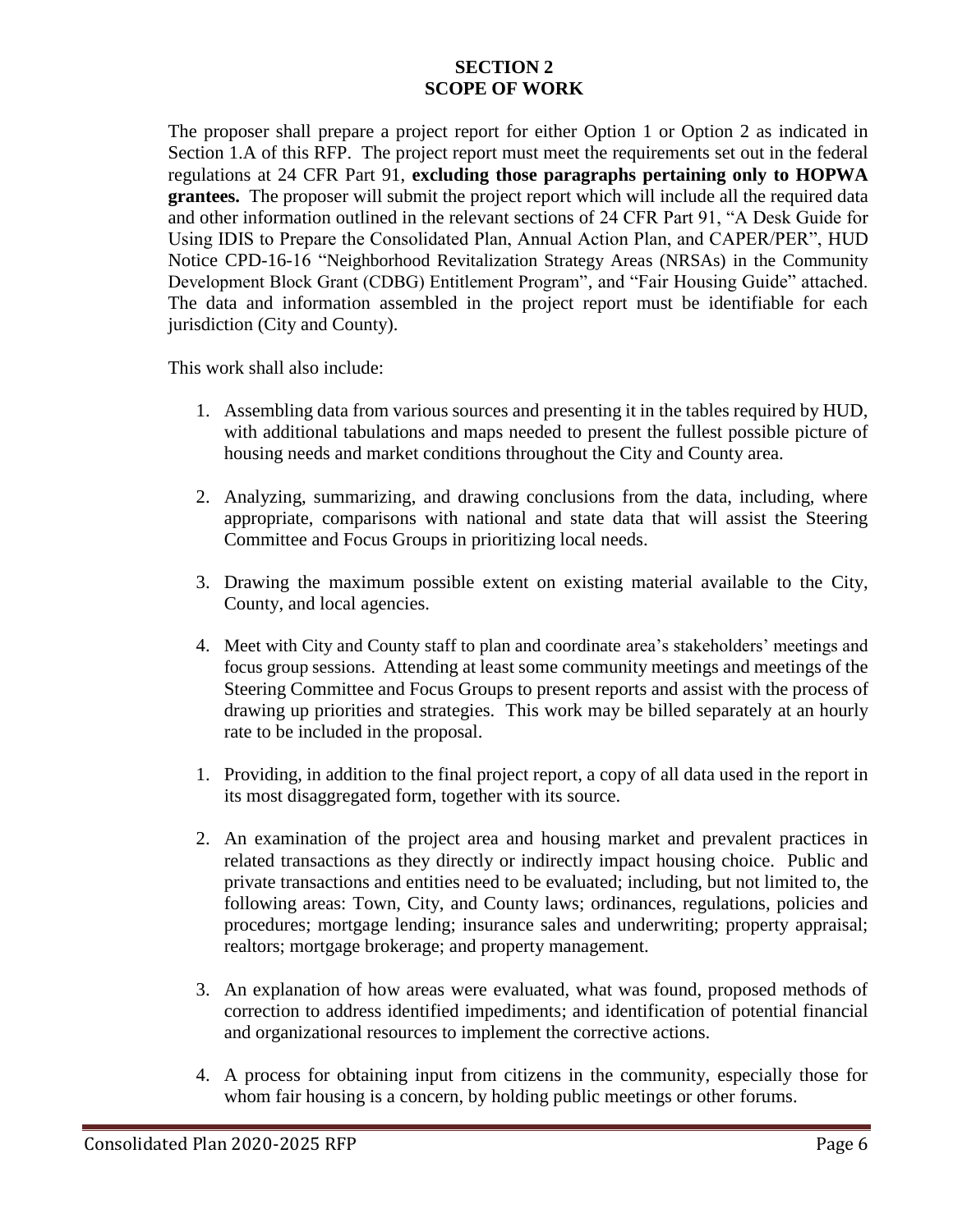## SECTION 2
## SCOPE OF WORK

The proposer shall prepare a project report for either Option 1 or Option 2 as indicated in Section 1.A of this RFP. The project report must meet the requirements set out in the federal regulations at 24 CFR Part 91, **excluding those paragraphs pertaining only to HOPWA grantees.** The proposer will submit the project report which will include all the required data and other information outlined in the relevant sections of 24 CFR Part 91, "A Desk Guide for Using IDIS to Prepare the Consolidated Plan, Annual Action Plan, and CAPER/PER", HUD Notice CPD-16-16 "Neighborhood Revitalization Strategy Areas (NRSAs) in the Community Development Block Grant (CDBG) Entitlement Program", and "Fair Housing Guide" attached. The data and information assembled in the project report must be identifiable for each jurisdiction (City and County).

This work shall also include:

1. Assembling data from various sources and presenting it in the tables required by HUD, with additional tabulations and maps needed to present the fullest possible picture of housing needs and market conditions throughout the City and County area.

2. Analyzing, summarizing, and drawing conclusions from the data, including, where appropriate, comparisons with national and state data that will assist the Steering Committee and Focus Groups in prioritizing local needs.

3. Drawing the maximum possible extent on existing material available to the City, County, and local agencies.

4. Meet with City and County staff to plan and coordinate area's stakeholders' meetings and focus group sessions. Attending at least some community meetings and meetings of the Steering Committee and Focus Groups to present reports and assist with the process of drawing up priorities and strategies. This work may be billed separately at an hourly rate to be included in the proposal.

1. Providing, in addition to the final project report, a copy of all data used in the report in its most disaggregated form, together with its source.

2. An examination of the project area and housing market and prevalent practices in related transactions as they directly or indirectly impact housing choice. Public and private transactions and entities need to be evaluated; including, but not limited to, the following areas: Town, City, and County laws; ordinances, regulations, policies and procedures; mortgage lending; insurance sales and underwriting; property appraisal; realtors; mortgage brokerage; and property management.

3. An explanation of how areas were evaluated, what was found, proposed methods of correction to address identified impediments; and identification of potential financial and organizational resources to implement the corrective actions.

4. A process for obtaining input from citizens in the community, especially those for whom fair housing is a concern, by holding public meetings or other forums.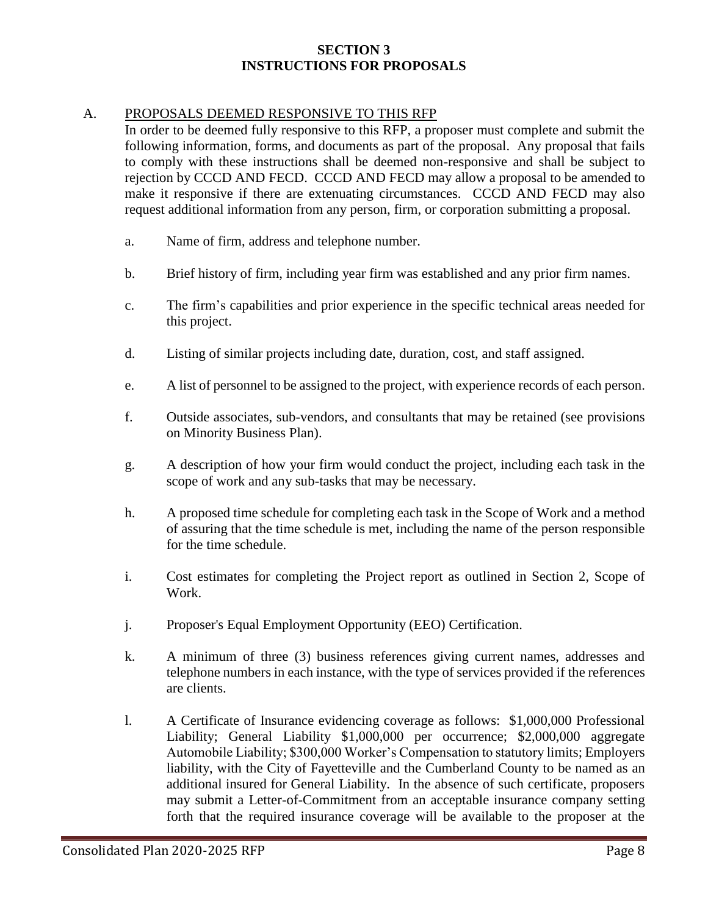# SECTION 3
# INSTRUCTIONS FOR PROPOSALS

## A. PROPOSALS DEEMED RESPONSIVE TO THIS RFP

In order to be deemed fully responsive to this RFP, a proposer must complete and submit the following information, forms, and documents as part of the proposal. Any proposal that fails to comply with these instructions shall be deemed non-responsive and shall be subject to rejection by CCCD AND FECD. CCCD AND FECD may allow a proposal to be amended to make it responsive if there are extenuating circumstances. CCCD AND FECD may also request additional information from any person, firm, or corporation submitting a proposal.

a. Name of firm, address and telephone number.

b. Brief history of firm, including year firm was established and any prior firm names.

c. The firm's capabilities and prior experience in the specific technical areas needed for this project.

d. Listing of similar projects including date, duration, cost, and staff assigned.

e. A list of personnel to be assigned to the project, with experience records of each person.

f. Outside associates, sub-vendors, and consultants that may be retained (see provisions on Minority Business Plan).

g. A description of how your firm would conduct the project, including each task in the scope of work and any sub-tasks that may be necessary.

h. A proposed time schedule for completing each task in the Scope of Work and a method of assuring that the time schedule is met, including the name of the person responsible for the time schedule.

i. Cost estimates for completing the Project report as outlined in Section 2, Scope of Work.

j. Proposer's Equal Employment Opportunity (EEO) Certification.

k. A minimum of three (3) business references giving current names, addresses and telephone numbers in each instance, with the type of services provided if the references are clients.

l. A Certificate of Insurance evidencing coverage as follows: $1,000,000 Professional Liability; General Liability $1,000,000 per occurrence; $2,000,000 aggregate Automobile Liability; $300,000 Worker's Compensation to statutory limits; Employers liability, with the City of Fayetteville and the Cumberland County to be named as an additional insured for General Liability. In the absence of such certificate, proposers may submit a Letter-of-Commitment from an acceptable insurance company setting forth that the required insurance coverage will be available to the proposer at the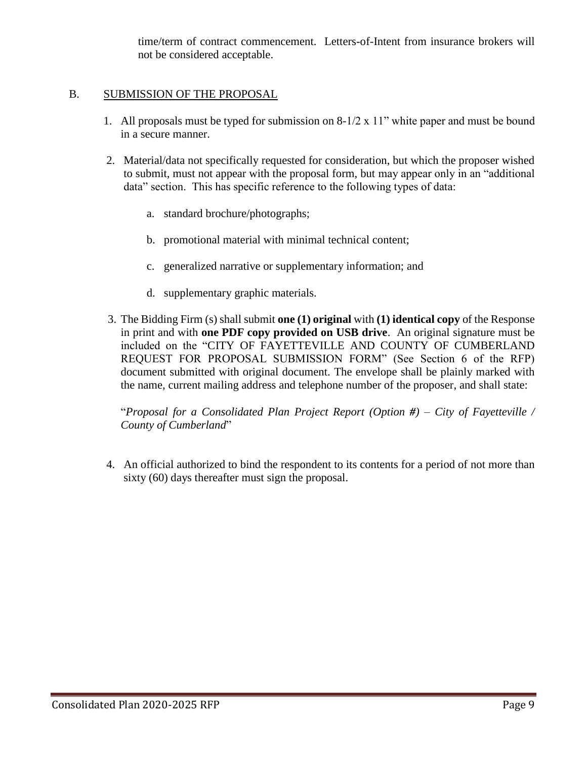time/term of contract commencement. Letters-of-Intent from insurance brokers will not be considered acceptable.

## B. SUBMISSION OF THE PROPOSAL

1. All proposals must be typed for submission on 8-1/2 x 11" white paper and must be bound in a secure manner.

2. Material/data not specifically requested for consideration, but which the proposer wished to submit, must not appear with the proposal form, but may appear only in an "additional data" section. This has specific reference to the following types of data:

   a. standard brochure/photographs;

   b. promotional material with minimal technical content;

   c. generalized narrative or supplementary information; and

   d. supplementary graphic materials.

3. The Bidding Firm (s) shall submit **one (1) original** with **(1) identical copy** of the Response in print and with **one PDF copy provided on USB drive**. An original signature must be included on the "CITY OF FAYETTEVILLE AND COUNTY OF CUMBERLAND REQUEST FOR PROPOSAL SUBMISSION FORM" (See Section 6 of the RFP) document submitted with original document. The envelope shall be plainly marked with the name, current mailing address and telephone number of the proposer, and shall state:

   "*Proposal for a Consolidated Plan Project Report (Option #) – City of Fayetteville / County of Cumberland*"

4. An official authorized to bind the respondent to its contents for a period of not more than sixty (60) days thereafter must sign the proposal.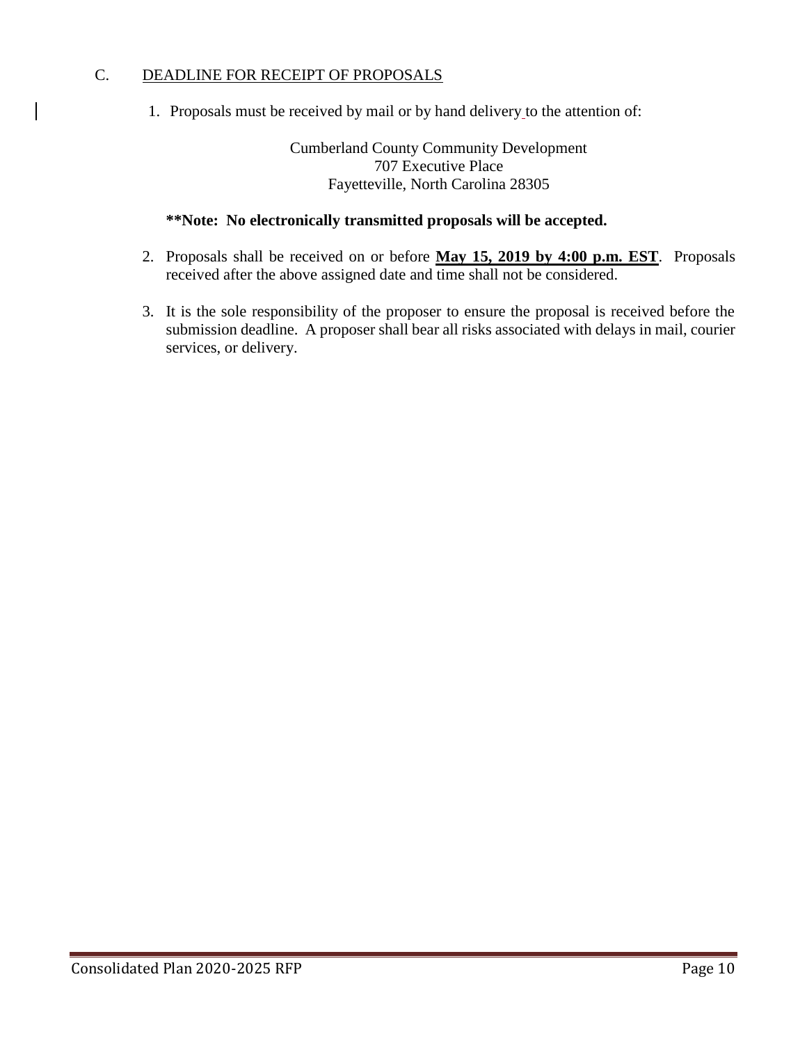## C. DEADLINE FOR RECEIPT OF PROPOSALS

1. Proposals must be received by mail or by hand delivery to the attention of:

   Cumberland County Community Development
   707 Executive Place
   Fayetteville, North Carolina 28305

   **\*\*Note: No electronically transmitted proposals will be accepted.**

2. Proposals shall be received on or before **May 15, 2019 by 4:00 p.m. EST**. Proposals received after the above assigned date and time shall not be considered.

3. It is the sole responsibility of the proposer to ensure the proposal is received before the submission deadline. A proposer shall bear all risks associated with delays in mail, courier services, or delivery.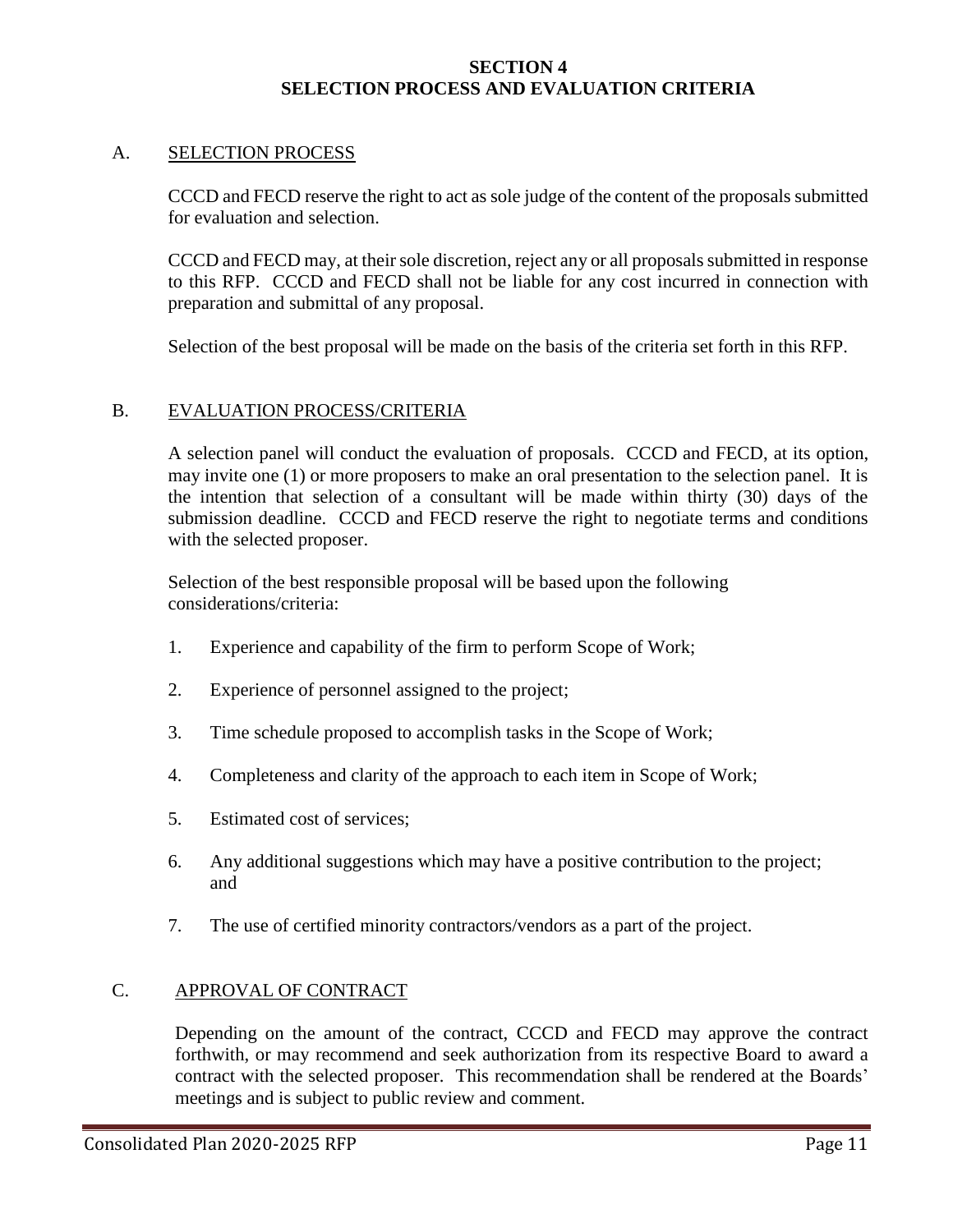## SECTION 4
## SELECTION PROCESS AND EVALUATION CRITERIA

### A. SELECTION PROCESS

CCCD and FECD reserve the right to act as sole judge of the content of the proposals submitted for evaluation and selection.

CCCD and FECD may, at their sole discretion, reject any or all proposals submitted in response to this RFP. CCCD and FECD shall not be liable for any cost incurred in connection with preparation and submittal of any proposal.

Selection of the best proposal will be made on the basis of the criteria set forth in this RFP.

### B. EVALUATION PROCESS/CRITERIA

A selection panel will conduct the evaluation of proposals. CCCD and FECD, at its option, may invite one (1) or more proposers to make an oral presentation to the selection panel. It is the intention that selection of a consultant will be made within thirty (30) days of the submission deadline. CCCD and FECD reserve the right to negotiate terms and conditions with the selected proposer.

Selection of the best responsible proposal will be based upon the following considerations/criteria:

1. Experience and capability of the firm to perform Scope of Work;
2. Experience of personnel assigned to the project;
3. Time schedule proposed to accomplish tasks in the Scope of Work;
4. Completeness and clarity of the approach to each item in Scope of Work;
5. Estimated cost of services;
6. Any additional suggestions which may have a positive contribution to the project; and
7. The use of certified minority contractors/vendors as a part of the project.

### C. APPROVAL OF CONTRACT

Depending on the amount of the contract, CCCD and FECD may approve the contract forthwith, or may recommend and seek authorization from its respective Board to award a contract with the selected proposer. This recommendation shall be rendered at the Boards' meetings and is subject to public review and comment.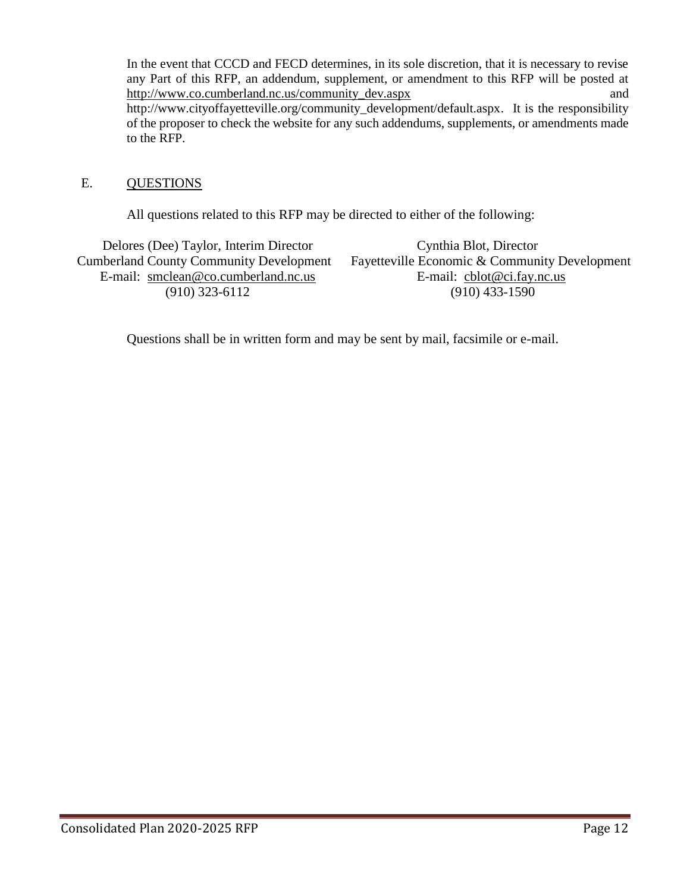In the event that CCCD and FECD determines, in its sole discretion, that it is necessary to revise any Part of this RFP, an addendum, supplement, or amendment to this RFP will be posted at http://www.co.cumberland.nc.us/community_dev.aspx and http://www.cityoffayetteville.org/community_development/default.aspx. It is the responsibility of the proposer to check the website for any such addendums, supplements, or amendments made to the RFP.

## E. QUESTIONS

All questions related to this RFP may be directed to either of the following:

| | |
|---|---|
| Delores (Dee) Taylor, Interim Director | Cynthia Blot, Director |
| Cumberland County Community Development | Fayetteville Economic & Community Development |
| E-mail: smclean@co.cumberland.nc.us | E-mail: cblot@ci.fay.nc.us |
| (910) 323-6112 | (910) 433-1590 |

Questions shall be in written form and may be sent by mail, facsimile or e-mail.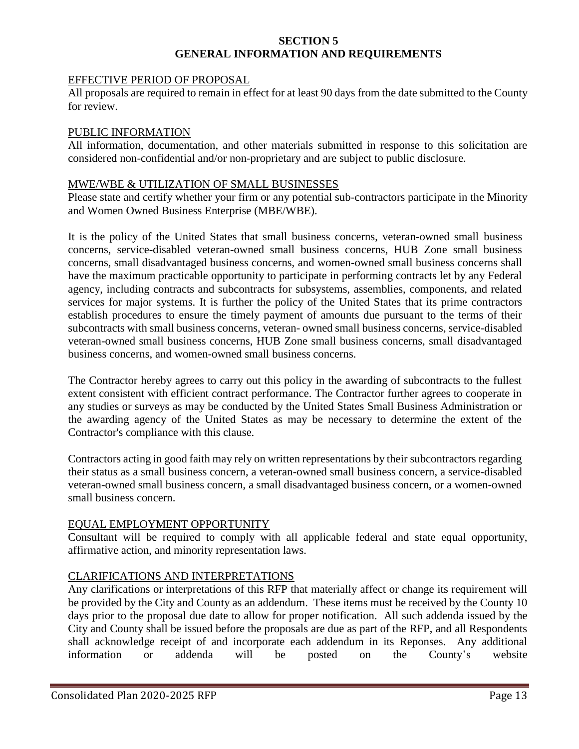## SECTION 5
## GENERAL INFORMATION AND REQUIREMENTS

### EFFECTIVE PERIOD OF PROPOSAL

All proposals are required to remain in effect for at least 90 days from the date submitted to the County for review.

### PUBLIC INFORMATION

All information, documentation, and other materials submitted in response to this solicitation are considered non-confidential and/or non-proprietary and are subject to public disclosure.

### MWE/WBE & UTILIZATION OF SMALL BUSINESSES

Please state and certify whether your firm or any potential sub-contractors participate in the Minority and Women Owned Business Enterprise (MBE/WBE).

It is the policy of the United States that small business concerns, veteran-owned small business concerns, service-disabled veteran-owned small business concerns, HUB Zone small business concerns, small disadvantaged business concerns, and women-owned small business concerns shall have the maximum practicable opportunity to participate in performing contracts let by any Federal agency, including contracts and subcontracts for subsystems, assemblies, components, and related services for major systems. It is further the policy of the United States that its prime contractors establish procedures to ensure the timely payment of amounts due pursuant to the terms of their subcontracts with small business concerns, veteran- owned small business concerns, service-disabled veteran-owned small business concerns, HUB Zone small business concerns, small disadvantaged business concerns, and women-owned small business concerns.

The Contractor hereby agrees to carry out this policy in the awarding of subcontracts to the fullest extent consistent with efficient contract performance. The Contractor further agrees to cooperate in any studies or surveys as may be conducted by the United States Small Business Administration or the awarding agency of the United States as may be necessary to determine the extent of the Contractor's compliance with this clause.

Contractors acting in good faith may rely on written representations by their subcontractors regarding their status as a small business concern, a veteran-owned small business concern, a service-disabled veteran-owned small business concern, a small disadvantaged business concern, or a women-owned small business concern.

### EQUAL EMPLOYMENT OPPORTUNITY

Consultant will be required to comply with all applicable federal and state equal opportunity, affirmative action, and minority representation laws.

### CLARIFICATIONS AND INTERPRETATIONS

Any clarifications or interpretations of this RFP that materially affect or change its requirement will be provided by the City and County as an addendum. These items must be received by the County 10 days prior to the proposal due date to allow for proper notification. All such addenda issued by the City and County shall be issued before the proposals are due as part of the RFP, and all Respondents shall acknowledge receipt of and incorporate each addendum in its Reponses. Any additional information or addenda will be posted on the County's website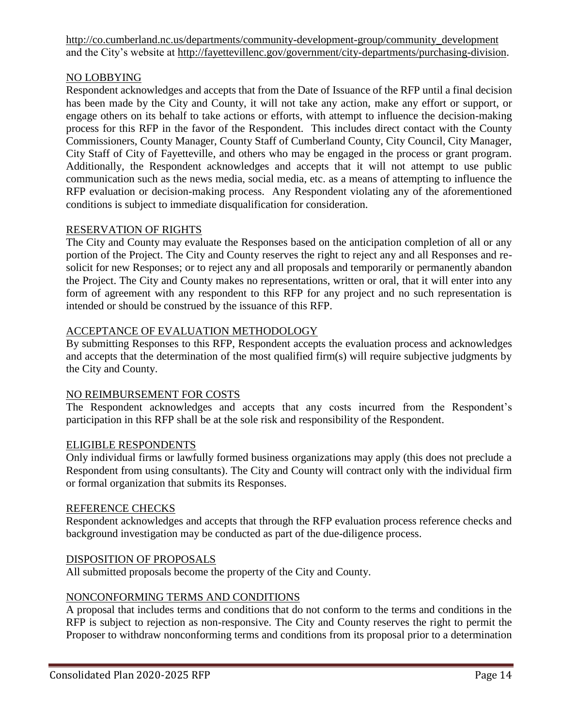http://co.cumberland.nc.us/departments/community-development-group/community_development and the City's website at http://fayettevillenc.gov/government/city-departments/purchasing-division.

## NO LOBBYING

Respondent acknowledges and accepts that from the Date of Issuance of the RFP until a final decision has been made by the City and County, it will not take any action, make any effort or support, or engage others on its behalf to take actions or efforts, with attempt to influence the decision-making process for this RFP in the favor of the Respondent. This includes direct contact with the County Commissioners, County Manager, County Staff of Cumberland County, City Council, City Manager, City Staff of City of Fayetteville, and others who may be engaged in the process or grant program. Additionally, the Respondent acknowledges and accepts that it will not attempt to use public communication such as the news media, social media, etc. as a means of attempting to influence the RFP evaluation or decision-making process. Any Respondent violating any of the aforementioned conditions is subject to immediate disqualification for consideration.

## RESERVATION OF RIGHTS

The City and County may evaluate the Responses based on the anticipation completion of all or any portion of the Project. The City and County reserves the right to reject any and all Responses and re-solicit for new Responses; or to reject any and all proposals and temporarily or permanently abandon the Project. The City and County makes no representations, written or oral, that it will enter into any form of agreement with any respondent to this RFP for any project and no such representation is intended or should be construed by the issuance of this RFP.

## ACCEPTANCE OF EVALUATION METHODOLOGY

By submitting Responses to this RFP, Respondent accepts the evaluation process and acknowledges and accepts that the determination of the most qualified firm(s) will require subjective judgments by the City and County.

## NO REIMBURSEMENT FOR COSTS

The Respondent acknowledges and accepts that any costs incurred from the Respondent's participation in this RFP shall be at the sole risk and responsibility of the Respondent.

## ELIGIBLE RESPONDENTS

Only individual firms or lawfully formed business organizations may apply (this does not preclude a Respondent from using consultants). The City and County will contract only with the individual firm or formal organization that submits its Responses.

## REFERENCE CHECKS

Respondent acknowledges and accepts that through the RFP evaluation process reference checks and background investigation may be conducted as part of the due-diligence process.

## DISPOSITION OF PROPOSALS

All submitted proposals become the property of the City and County.

## NONCONFORMING TERMS AND CONDITIONS

A proposal that includes terms and conditions that do not conform to the terms and conditions in the RFP is subject to rejection as non-responsive. The City and County reserves the right to permit the Proposer to withdraw nonconforming terms and conditions from its proposal prior to a determination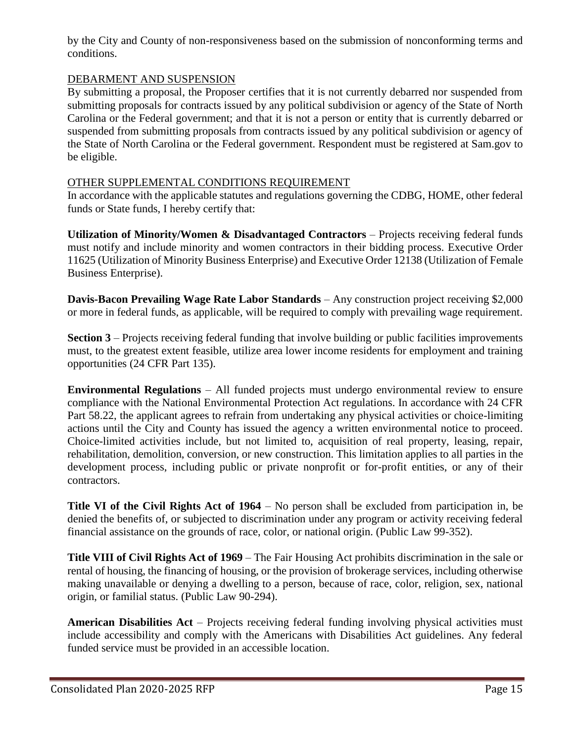by the City and County of non-responsiveness based on the submission of nonconforming terms and conditions.

## DEBARMENT AND SUSPENSION

By submitting a proposal, the Proposer certifies that it is not currently debarred nor suspended from submitting proposals for contracts issued by any political subdivision or agency of the State of North Carolina or the Federal government; and that it is not a person or entity that is currently debarred or suspended from submitting proposals from contracts issued by any political subdivision or agency of the State of North Carolina or the Federal government. Respondent must be registered at Sam.gov to be eligible.

## OTHER SUPPLEMENTAL CONDITIONS REQUIREMENT

In accordance with the applicable statutes and regulations governing the CDBG, HOME, other federal funds or State funds, I hereby certify that:

**Utilization of Minority/Women & Disadvantaged Contractors** – Projects receiving federal funds must notify and include minority and women contractors in their bidding process. Executive Order 11625 (Utilization of Minority Business Enterprise) and Executive Order 12138 (Utilization of Female Business Enterprise).

**Davis-Bacon Prevailing Wage Rate Labor Standards** – Any construction project receiving $2,000 or more in federal funds, as applicable, will be required to comply with prevailing wage requirement.

**Section 3** – Projects receiving federal funding that involve building or public facilities improvements must, to the greatest extent feasible, utilize area lower income residents for employment and training opportunities (24 CFR Part 135).

**Environmental Regulations** – All funded projects must undergo environmental review to ensure compliance with the National Environmental Protection Act regulations. In accordance with 24 CFR Part 58.22, the applicant agrees to refrain from undertaking any physical activities or choice-limiting actions until the City and County has issued the agency a written environmental notice to proceed. Choice-limited activities include, but not limited to, acquisition of real property, leasing, repair, rehabilitation, demolition, conversion, or new construction. This limitation applies to all parties in the development process, including public or private nonprofit or for-profit entities, or any of their contractors.

**Title VI of the Civil Rights Act of 1964** – No person shall be excluded from participation in, be denied the benefits of, or subjected to discrimination under any program or activity receiving federal financial assistance on the grounds of race, color, or national origin. (Public Law 99-352).

**Title VIII of Civil Rights Act of 1969** – The Fair Housing Act prohibits discrimination in the sale or rental of housing, the financing of housing, or the provision of brokerage services, including otherwise making unavailable or denying a dwelling to a person, because of race, color, religion, sex, national origin, or familial status. (Public Law 90-294).

**American Disabilities Act** – Projects receiving federal funding involving physical activities must include accessibility and comply with the Americans with Disabilities Act guidelines. Any federal funded service must be provided in an accessible location.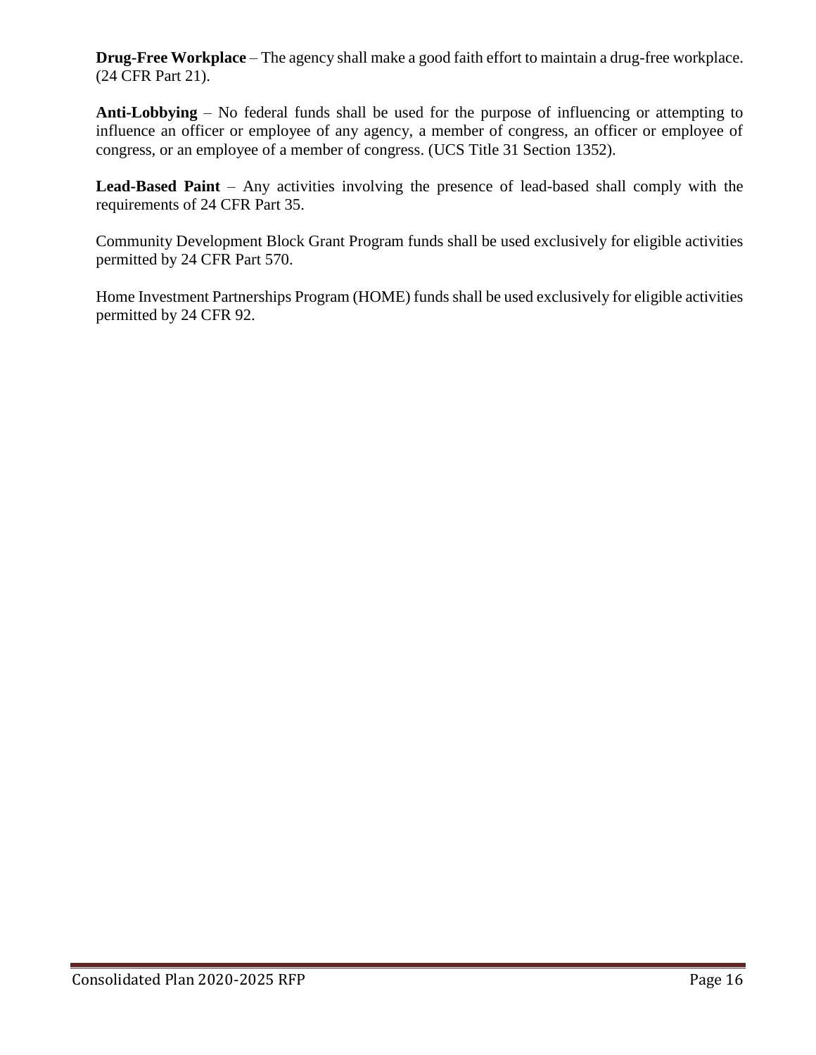**Drug-Free Workplace** – The agency shall make a good faith effort to maintain a drug-free workplace. (24 CFR Part 21).

**Anti-Lobbying** – No federal funds shall be used for the purpose of influencing or attempting to influence an officer or employee of any agency, a member of congress, an officer or employee of congress, or an employee of a member of congress. (UCS Title 31 Section 1352).

**Lead-Based Paint** – Any activities involving the presence of lead-based shall comply with the requirements of 24 CFR Part 35.

Community Development Block Grant Program funds shall be used exclusively for eligible activities permitted by 24 CFR Part 570.

Home Investment Partnerships Program (HOME) funds shall be used exclusively for eligible activities permitted by 24 CFR 92.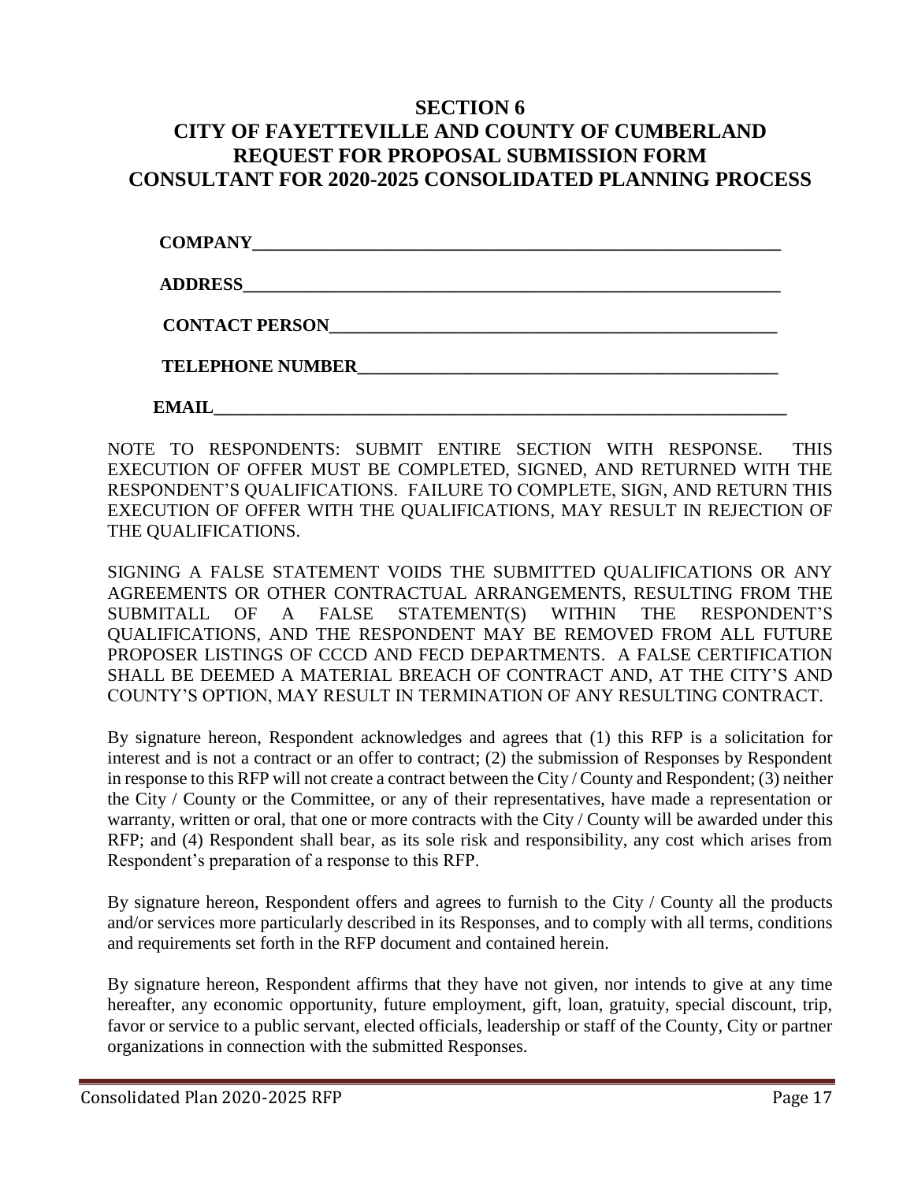## SECTION 6
## CITY OF FAYETTEVILLE AND COUNTY OF CUMBERLAND
## REQUEST FOR PROPOSAL SUBMISSION FORM
## CONSULTANT FOR 2020-2025 CONSOLIDATED PLANNING PROCESS

**COMPANY**_____________________________________________________________

**ADDRESS**_____________________________________________________________

**CONTACT PERSON**____________________________________________________

**TELEPHONE NUMBER**_________________________________________________

**EMAIL**_______________________________________________________________

NOTE TO RESPONDENTS: SUBMIT ENTIRE SECTION WITH RESPONSE. THIS EXECUTION OF OFFER MUST BE COMPLETED, SIGNED, AND RETURNED WITH THE RESPONDENT'S QUALIFICATIONS. FAILURE TO COMPLETE, SIGN, AND RETURN THIS EXECUTION OF OFFER WITH THE QUALIFICATIONS, MAY RESULT IN REJECTION OF THE QUALIFICATIONS.

SIGNING A FALSE STATEMENT VOIDS THE SUBMITTED QUALIFICATIONS OR ANY AGREEMENTS OR OTHER CONTRACTUAL ARRANGEMENTS, RESULTING FROM THE SUBMITALL OF A FALSE STATEMENT(S) WITHIN THE RESPONDENT'S QUALIFICATIONS, AND THE RESPONDENT MAY BE REMOVED FROM ALL FUTURE PROPOSER LISTINGS OF CCCD AND FECD DEPARTMENTS. A FALSE CERTIFICATION SHALL BE DEEMED A MATERIAL BREACH OF CONTRACT AND, AT THE CITY'S AND COUNTY'S OPTION, MAY RESULT IN TERMINATION OF ANY RESULTING CONTRACT.

By signature hereon, Respondent acknowledges and agrees that (1) this RFP is a solicitation for interest and is not a contract or an offer to contract; (2) the submission of Responses by Respondent in response to this RFP will not create a contract between the City / County and Respondent; (3) neither the City / County or the Committee, or any of their representatives, have made a representation or warranty, written or oral, that one or more contracts with the City / County will be awarded under this RFP; and (4) Respondent shall bear, as its sole risk and responsibility, any cost which arises from Respondent's preparation of a response to this RFP.

By signature hereon, Respondent offers and agrees to furnish to the City / County all the products and/or services more particularly described in its Responses, and to comply with all terms, conditions and requirements set forth in the RFP document and contained herein.

By signature hereon, Respondent affirms that they have not given, nor intends to give at any time hereafter, any economic opportunity, future employment, gift, loan, gratuity, special discount, trip, favor or service to a public servant, elected officials, leadership or staff of the County, City or partner organizations in connection with the submitted Responses.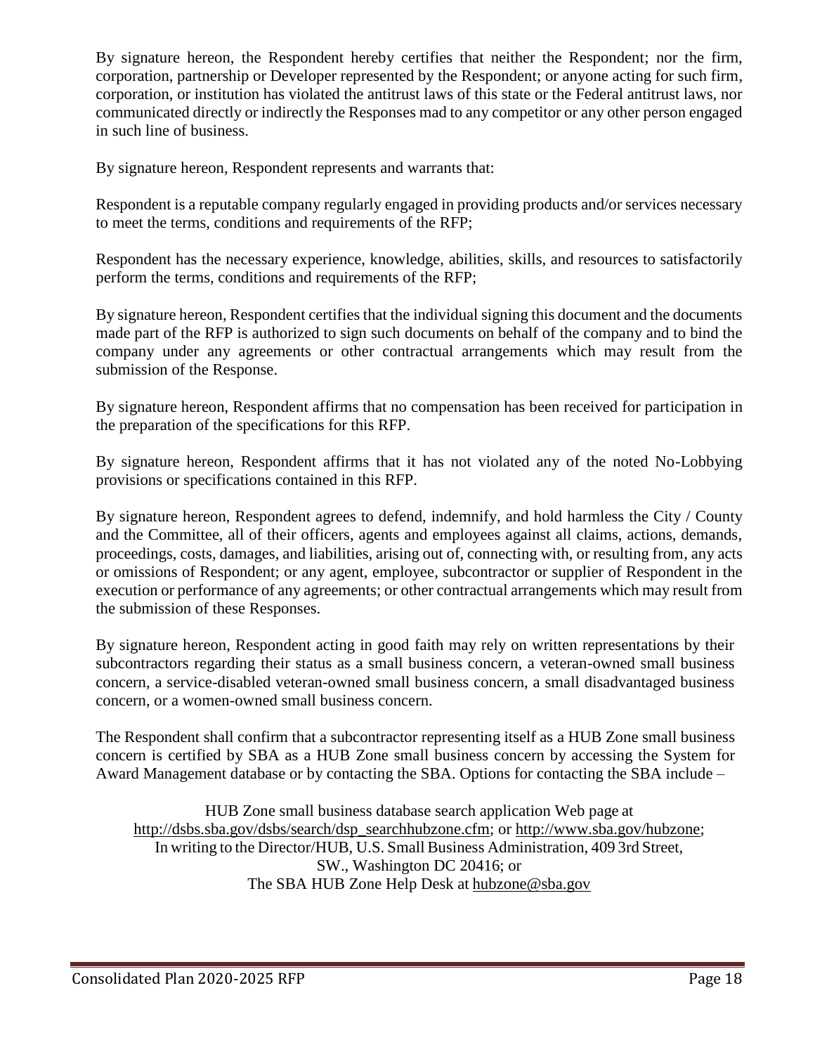By signature hereon, the Respondent hereby certifies that neither the Respondent; nor the firm, corporation, partnership or Developer represented by the Respondent; or anyone acting for such firm, corporation, or institution has violated the antitrust laws of this state or the Federal antitrust laws, nor communicated directly or indirectly the Responses mad to any competitor or any other person engaged in such line of business.

By signature hereon, Respondent represents and warrants that:

Respondent is a reputable company regularly engaged in providing products and/or services necessary to meet the terms, conditions and requirements of the RFP;

Respondent has the necessary experience, knowledge, abilities, skills, and resources to satisfactorily perform the terms, conditions and requirements of the RFP;

By signature hereon, Respondent certifies that the individual signing this document and the documents made part of the RFP is authorized to sign such documents on behalf of the company and to bind the company under any agreements or other contractual arrangements which may result from the submission of the Response.

By signature hereon, Respondent affirms that no compensation has been received for participation in the preparation of the specifications for this RFP.

By signature hereon, Respondent affirms that it has not violated any of the noted No-Lobbying provisions or specifications contained in this RFP.

By signature hereon, Respondent agrees to defend, indemnify, and hold harmless the City / County and the Committee, all of their officers, agents and employees against all claims, actions, demands, proceedings, costs, damages, and liabilities, arising out of, connecting with, or resulting from, any acts or omissions of Respondent; or any agent, employee, subcontractor or supplier of Respondent in the execution or performance of any agreements; or other contractual arrangements which may result from the submission of these Responses.

By signature hereon, Respondent acting in good faith may rely on written representations by their subcontractors regarding their status as a small business concern, a veteran-owned small business concern, a service-disabled veteran-owned small business concern, a small disadvantaged business concern, or a women-owned small business concern.

The Respondent shall confirm that a subcontractor representing itself as a HUB Zone small business concern is certified by SBA as a HUB Zone small business concern by accessing the System for Award Management database or by contacting the SBA. Options for contacting the SBA include –

HUB Zone small business database search application Web page at http://dsbs.sba.gov/dsbs/search/dsp_searchhubzone.cfm; or http://www.sba.gov/hubzone;
In writing to the Director/HUB, U.S. Small Business Administration, 409 3rd Street, SW., Washington DC 20416; or
The SBA HUB Zone Help Desk at hubzone@sba.gov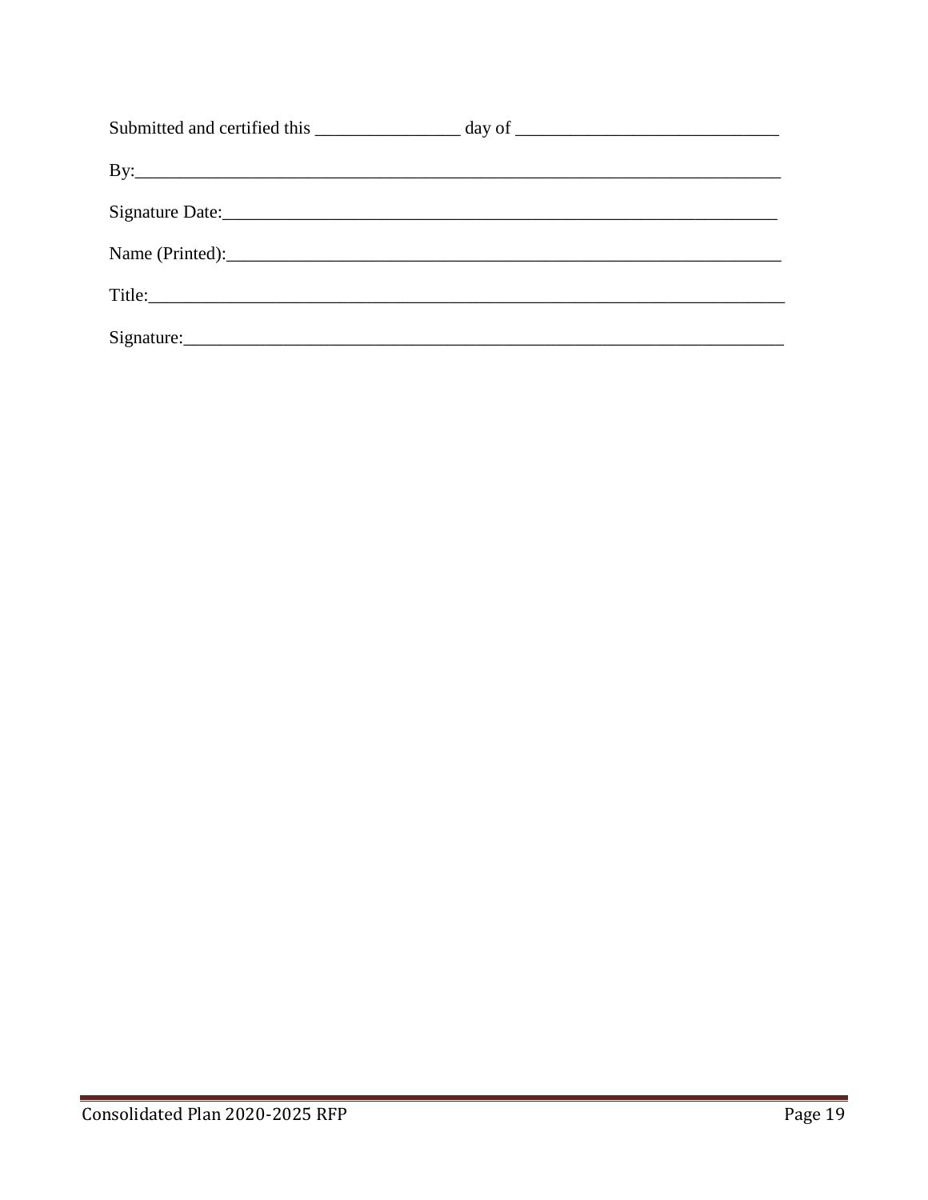Submitted and certified this ________________ day of _____________________________

By:___________________________________________________________________________

Signature Date:_______________________________________________________________

Name (Printed):_______________________________________________________________

Title:_________________________________________________________________________

Signature:____________________________________________________________________